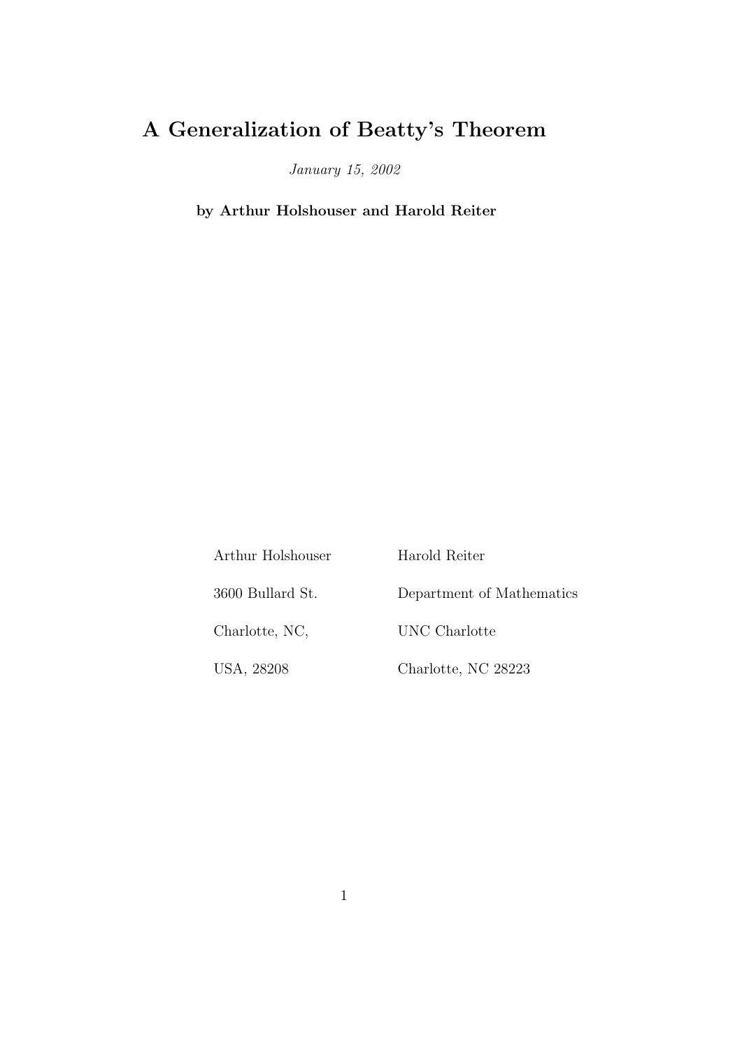# A Generalization of Beatty's Theorem

*January 15, 2002*

**by Arthur Holshouser and Harold Reiter**

| Arthur Holshouser | Harold Reiter |
|---|---|
| 3600 Bullard St. | Department of Mathematics |
| Charlotte, NC, | UNC Charlotte |
| USA, 28208 | Charlotte, NC 28223 |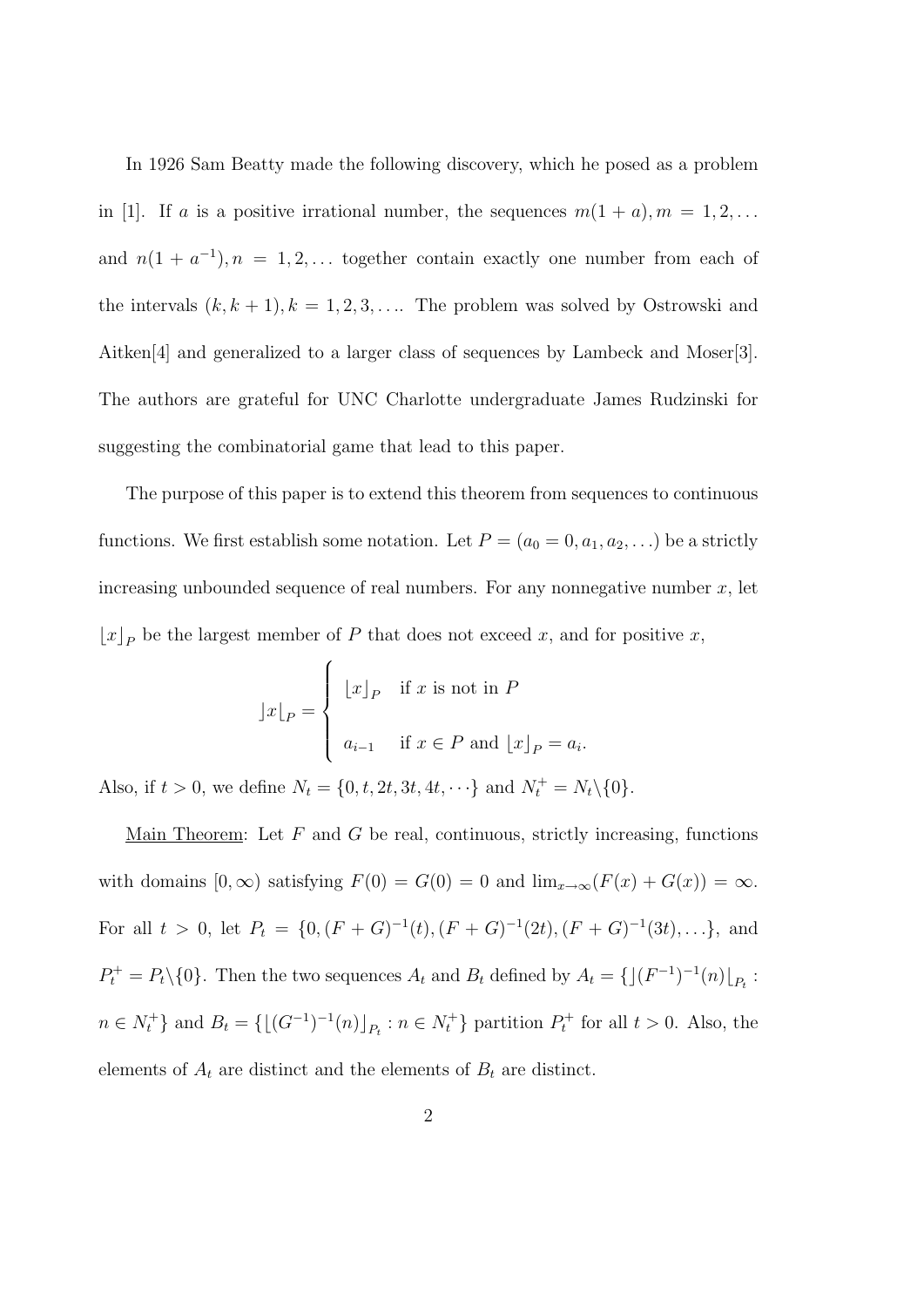In 1926 Sam Beatty made the following discovery, which he posed as a problem in [1]. If $a$ is a positive irrational number, the sequences $m(1+a), m = 1, 2, \ldots$ and $n(1+a^{-1}), n = 1, 2, \ldots$ together contain exactly one number from each of the intervals $(k, k+1), k = 1, 2, 3, \ldots$. The problem was solved by Ostrowski and Aitken[4] and generalized to a larger class of sequences by Lambeck and Moser[3]. The authors are grateful for UNC Charlotte undergraduate James Rudzinski for suggesting the combinatorial game that lead to this paper.

The purpose of this paper is to extend this theorem from sequences to continuous functions. We first establish some notation. Let $P = (a_0 = 0, a_1, a_2, \ldots)$ be a strictly increasing unbounded sequence of real numbers. For any nonnegative number $x$, let $\lfloor x \rfloor_P$ be the largest member of $P$ that does not exceed $x$, and for positive $x$,

$$\rfloor x \lfloor_P = \begin{cases} \lfloor x \rfloor_P & \text{if } x \text{ is not in } P \\ \\ a_{i-1} & \text{if } x \in P \text{ and } \lfloor x \rfloor_P = a_i. \end{cases}$$

Also, if $t > 0$, we define $N_t = \{0, t, 2t, 3t, 4t, \cdots\}$ and $N_t^+ = N_t \backslash \{0\}$.

<u>Main Theorem</u>: Let $F$ and $G$ be real, continuous, strictly increasing, functions with domains $[0, \infty)$ satisfying $F(0) = G(0) = 0$ and $\lim_{x\to\infty}(F(x) + G(x)) = \infty$. For all $t > 0$, let $P_t = \{0, (F+G)^{-1}(t), (F+G)^{-1}(2t), (F+G)^{-1}(3t), \ldots\}$, and $P_t^+ = P_t \backslash \{0\}$. Then the two sequences $A_t$ and $B_t$ defined by $A_t = \{\rfloor (F^{-1})^{-1}(n) \lfloor_{P_t} : n \in N_t^+\}$ and $B_t = \{\lfloor (G^{-1})^{-1}(n) \rfloor_{P_t} : n \in N_t^+\}$ partition $P_t^+$ for all $t > 0$. Also, the elements of $A_t$ are distinct and the elements of $B_t$ are distinct.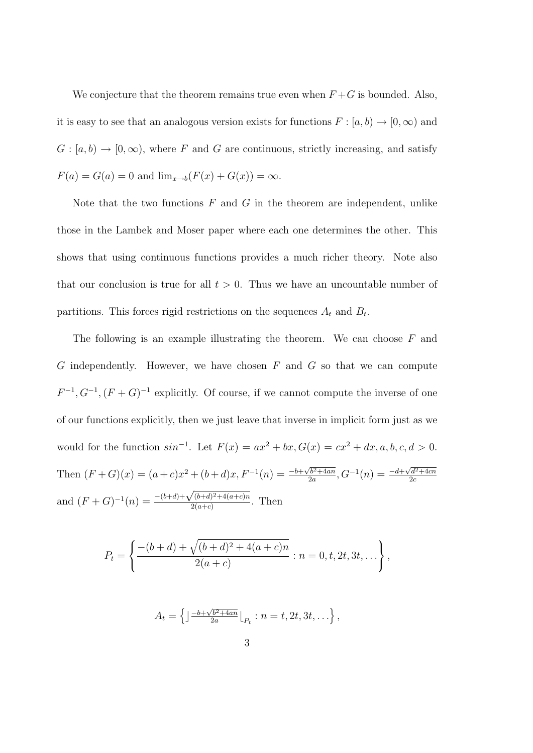We conjecture that the theorem remains true even when $F+G$ is bounded. Also, it is easy to see that an analogous version exists for functions $F : [a, b) \to [0, \infty)$ and $G : [a, b) \to [0, \infty)$, where $F$ and $G$ are continuous, strictly increasing, and satisfy $F(a) = G(a) = 0$ and $\lim_{x \to b}(F(x) + G(x)) = \infty$.

Note that the two functions $F$ and $G$ in the theorem are independent, unlike those in the Lambek and Moser paper where each one determines the other. This shows that using continuous functions provides a much richer theory. Note also that our conclusion is true for all $t > 0$. Thus we have an uncountable number of partitions. This forces rigid restrictions on the sequences $A_t$ and $B_t$.

The following is an example illustrating the theorem. We can choose $F$ and $G$ independently. However, we have chosen $F$ and $G$ so that we can compute $F^{-1}, G^{-1}, (F+G)^{-1}$ explicitly. Of course, if we cannot compute the inverse of one of our functions explicitly, then we just leave that inverse in implicit form just as we would for the function $sin^{-1}$. Let $F(x) = ax^2 + bx, G(x) = cx^2 + dx, a, b, c, d > 0$. Then $(F+G)(x) = (a+c)x^2 + (b+d)x, F^{-1}(n) = \frac{-b+\sqrt{b^2+4an}}{2a}, G^{-1}(n) = \frac{-d+\sqrt{d^2+4cn}}{2c}$ and $(F+G)^{-1}(n) = \frac{-(b+d)+\sqrt{(b+d)^2+4(a+c)n}}{2(a+c)}$. Then

$$P_t = \left\{ \frac{-(b+d) + \sqrt{(b+d)^2 + 4(a+c)n}}{2(a+c)} : n = 0, t, 2t, 3t, \dots \right\},$$

$$A_t = \left\{ \rfloor \tfrac{-b+\sqrt{b^2+4an}}{2a} \lfloor_{P_t} : n = t, 2t, 3t, \dots \right\},$$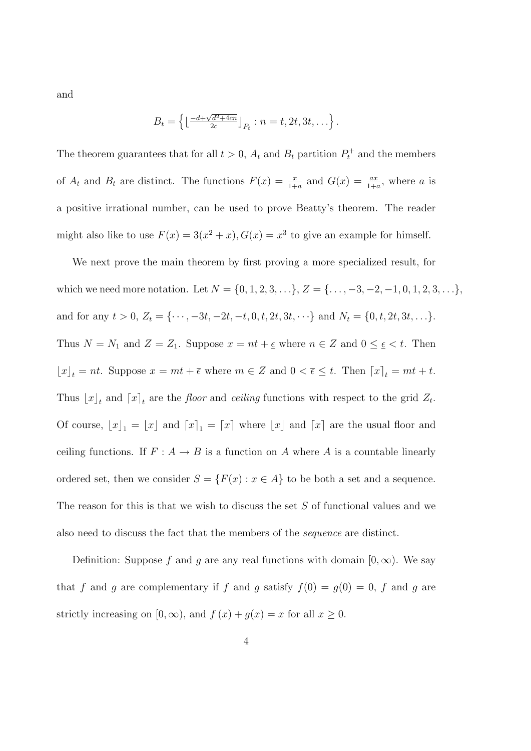and

$$B_t = \left\{ \lfloor \tfrac{-d+\sqrt{d^2+4cn}}{2c} \rfloor_{P_t} : n = t, 2t, 3t, \ldots \right\}.$$

The theorem guarantees that for all $t > 0$, $A_t$ and $B_t$ partition $P_t^+$ and the members of $A_t$ and $B_t$ are distinct. The functions $F(x) = \frac{x}{1+a}$ and $G(x) = \frac{ax}{1+a}$, where $a$ is a positive irrational number, can be used to prove Beatty's theorem. The reader might also like to use $F(x) = 3(x^2 + x), G(x) = x^3$ to give an example for himself.

We next prove the main theorem by first proving a more specialized result, for which we need more notation. Let $N = \{0, 1, 2, 3, \ldots\}$, $Z = \{\ldots, -3, -2, -1, 0, 1, 2, 3, \ldots\}$, and for any $t > 0$, $Z_t = \{\cdots, -3t, -2t, -t, 0, t, 2t, 3t, \cdots\}$ and $N_t = \{0, t, 2t, 3t, \ldots\}$. Thus $N = N_1$ and $Z = Z_1$. Suppose $x = nt + \underline{\epsilon}$ where $n \in Z$ and $0 \leq \underline{\epsilon} < t$. Then $\lfloor x \rfloor_t = nt$. Suppose $x = mt + \overline{\epsilon}$ where $m \in Z$ and $0 < \overline{\epsilon} \leq t$. Then $\lceil x \rceil_t = mt + t$. Thus $\lfloor x \rfloor_t$ and $\lceil x \rceil_t$ are the *floor* and *ceiling* functions with respect to the grid $Z_t$. Of course, $\lfloor x \rfloor_1 = \lfloor x \rfloor$ and $\lceil x \rceil_1 = \lceil x \rceil$ where $\lfloor x \rfloor$ and $\lceil x \rceil$ are the usual floor and ceiling functions. If $F : A \to B$ is a function on $A$ where $A$ is a countable linearly ordered set, then we consider $S = \{F(x) : x \in A\}$ to be both a set and a sequence. The reason for this is that we wish to discuss the set $S$ of functional values and we also need to discuss the fact that the members of the *sequence* are distinct.

<u>Definition</u>: Suppose $f$ and $g$ are any real functions with domain $[0, \infty)$. We say that $f$ and $g$ are complementary if $f$ and $g$ satisfy $f(0) = g(0) = 0$, $f$ and $g$ are strictly increasing on $[0, \infty)$, and $f(x) + g(x) = x$ for all $x \geq 0$.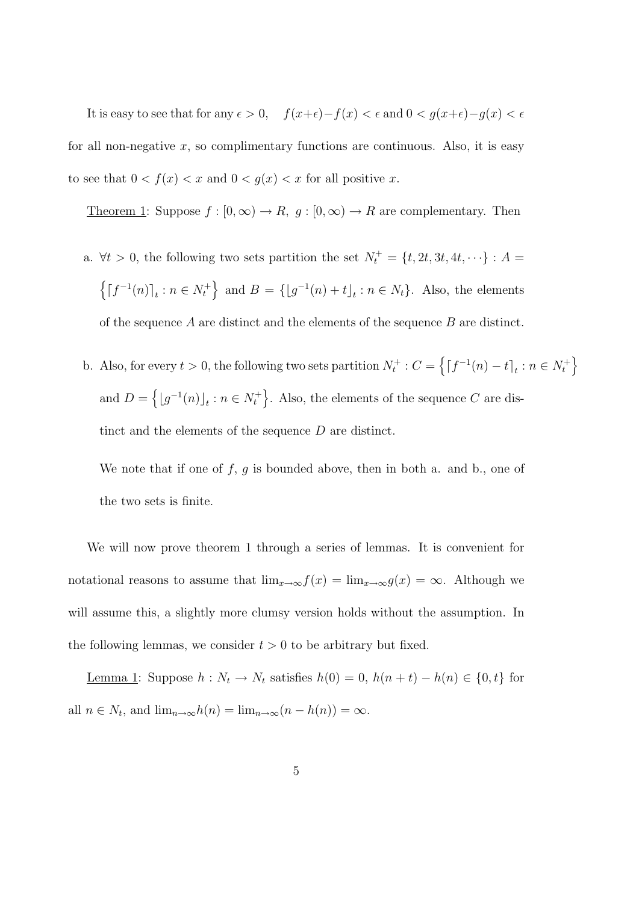It is easy to see that for any $\epsilon > 0$, $\quad f(x+\epsilon)-f(x) < \epsilon$ and $0 < g(x+\epsilon)-g(x) < \epsilon$ for all non-negative $x$, so complimentary functions are continuous. Also, it is easy to see that $0 < f(x) < x$ and $0 < g(x) < x$ for all positive $x$.

<u>Theorem 1</u>: Suppose $f : [0, \infty) \to R, \; g : [0, \infty) \to R$ are complementary. Then

a. $\forall t > 0$, the following two sets partition the set $N_t^+ = \{t, 2t, 3t, 4t, \cdots\}$ : $A = \left\{\lceil f^{-1}(n)\rceil_t : n \in N_t^+\right\}$ and $B = \{\lfloor g^{-1}(n) + t\rfloor_t : n \in N_t\}$. Also, the elements of the sequence $A$ are distinct and the elements of the sequence $B$ are distinct.

b. Also, for every $t > 0$, the following two sets partition $N_t^+$ : $C = \left\{\lceil f^{-1}(n) - t\rceil_t : n \in N_t^+\right\}$ and $D = \left\{\lfloor g^{-1}(n)\rfloor_t : n \in N_t^+\right\}$. Also, the elements of the sequence $C$ are distinct and the elements of the sequence $D$ are distinct.

We note that if one of $f$, $g$ is bounded above, then in both a. and b., one of the two sets is finite.

We will now prove theorem 1 through a series of lemmas. It is convenient for notational reasons to assume that $\lim_{x\to\infty} f(x) = \lim_{x\to\infty} g(x) = \infty$. Although we will assume this, a slightly more clumsy version holds without the assumption. In the following lemmas, we consider $t > 0$ to be arbitrary but fixed.

<u>Lemma 1</u>: Suppose $h : N_t \to N_t$ satisfies $h(0) = 0$, $h(n + t) - h(n) \in \{0, t\}$ for all $n \in N_t$, and $\lim_{n\to\infty} h(n) = \lim_{n\to\infty}(n - h(n)) = \infty$.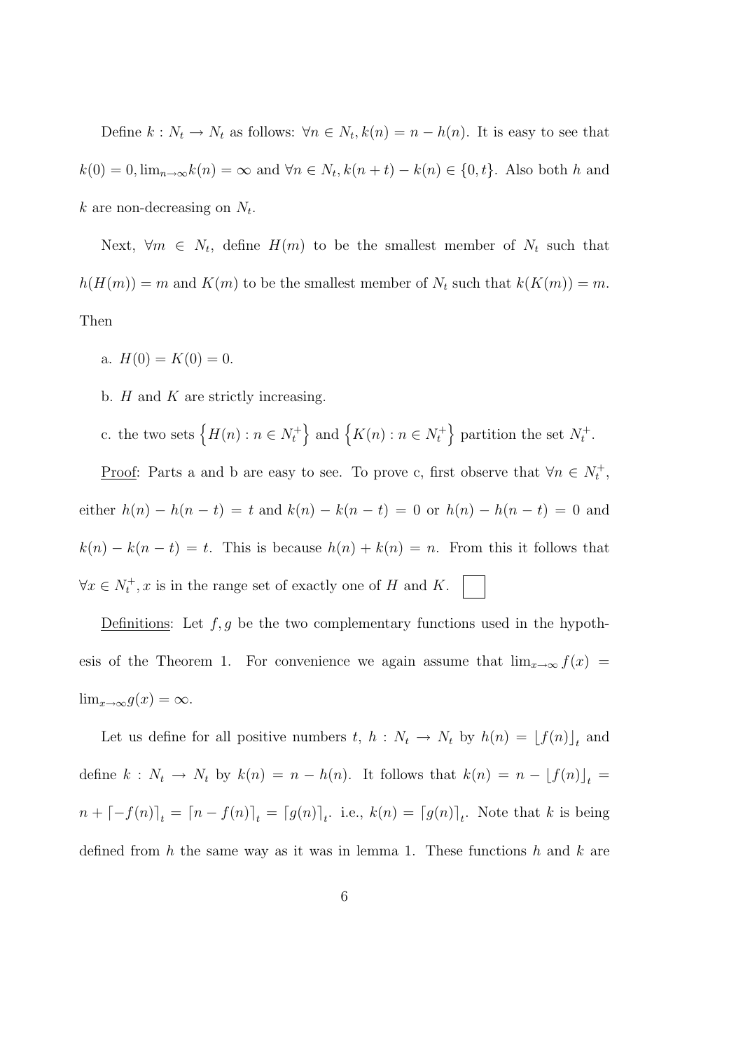Define $k : N_t \to N_t$ as follows: $\forall n \in N_t, k(n) = n - h(n)$. It is easy to see that $k(0) = 0, \lim_{n\to\infty} k(n) = \infty$ and $\forall n \in N_t, k(n+t) - k(n) \in \{0, t\}$. Also both $h$ and $k$ are non-decreasing on $N_t$.

Next, $\forall m \in N_t$, define $H(m)$ to be the smallest member of $N_t$ such that $h(H(m)) = m$ and $K(m)$ to be the smallest member of $N_t$ such that $k(K(m)) = m$. Then

a. $H(0) = K(0) = 0$.

b. $H$ and $K$ are strictly increasing.

c. the two sets $\left\{H(n) : n \in N_t^+\right\}$ and $\left\{K(n) : n \in N_t^+\right\}$ partition the set $N_t^+$.

Proof: Parts a and b are easy to see. To prove c, first observe that $\forall n \in N_t^+$, either $h(n) - h(n-t) = t$ and $k(n) - k(n-t) = 0$ or $h(n) - h(n-t) = 0$ and $k(n) - k(n-t) = t$. This is because $h(n) + k(n) = n$. From this it follows that $\forall x \in N_t^+, x$ is in the range set of exactly one of $H$ and $K$. □

Definitions: Let $f, g$ be the two complementary functions used in the hypothesis of the Theorem 1. For convenience we again assume that $\lim_{x\to\infty} f(x) = \lim_{x\to\infty} g(x) = \infty$.

Let us define for all positive numbers $t$, $h : N_t \to N_t$ by $h(n) = \lfloor f(n) \rfloor_t$ and define $k : N_t \to N_t$ by $k(n) = n - h(n)$. It follows that $k(n) = n - \lfloor f(n) \rfloor_t = n + \lceil -f(n) \rceil_t = \lceil n - f(n) \rceil_t = \lceil g(n) \rceil_t$. i.e., $k(n) = \lceil g(n) \rceil_t$. Note that $k$ is being defined from $h$ the same way as it was in lemma 1. These functions $h$ and $k$ are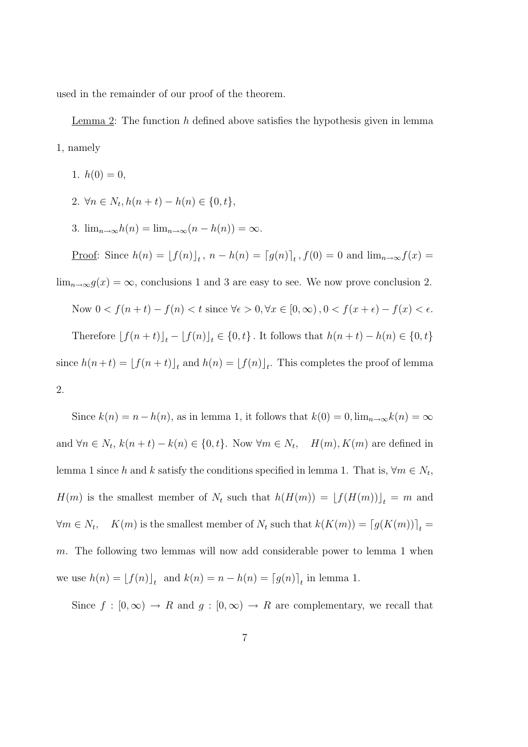used in the remainder of our proof of the theorem.

Lemma 2: The function $h$ defined above satisfies the hypothesis given in lemma 1, namely

1. $h(0) = 0$,
2. $\forall n \in N_t, h(n+t) - h(n) \in \{0, t\}$,
3. $\lim_{n\to\infty} h(n) = \lim_{n\to\infty}(n - h(n)) = \infty$.

Proof: Since $h(n) = \lfloor f(n) \rfloor_t$, $n - h(n) = \lceil g(n) \rceil_t$, $f(0) = 0$ and $\lim_{n\to\infty} f(x) = \lim_{n\to\infty} g(x) = \infty$, conclusions 1 and 3 are easy to see. We now prove conclusion 2.

Now $0 < f(n+t) - f(n) < t$ since $\forall \epsilon > 0, \forall x \in [0, \infty), 0 < f(x+\epsilon) - f(x) < \epsilon$.

Therefore $\lfloor f(n+t) \rfloor_t - \lfloor f(n) \rfloor_t \in \{0, t\}$. It follows that $h(n+t) - h(n) \in \{0, t\}$ since $h(n+t) = \lfloor f(n+t) \rfloor_t$ and $h(n) = \lfloor f(n) \rfloor_t$. This completes the proof of lemma 2.

Since $k(n) = n - h(n)$, as in lemma 1, it follows that $k(0) = 0, \lim_{n\to\infty} k(n) = \infty$ and $\forall n \in N_t$, $k(n+t) - k(n) \in \{0, t\}$. Now $\forall m \in N_t, \quad H(m), K(m)$ are defined in lemma 1 since $h$ and $k$ satisfy the conditions specified in lemma 1. That is, $\forall m \in N_t$, $H(m)$ is the smallest member of $N_t$ such that $h(H(m)) = \lfloor f(H(m)) \rfloor_t = m$ and $\forall m \in N_t, \quad K(m)$ is the smallest member of $N_t$ such that $k(K(m)) = \lceil g(K(m)) \rceil_t = m$. The following two lemmas will now add considerable power to lemma 1 when we use $h(n) = \lfloor f(n) \rfloor_t$ and $k(n) = n - h(n) = \lceil g(n) \rceil_t$ in lemma 1.

Since $f : [0, \infty) \to R$ and $g : [0, \infty) \to R$ are complementary, we recall that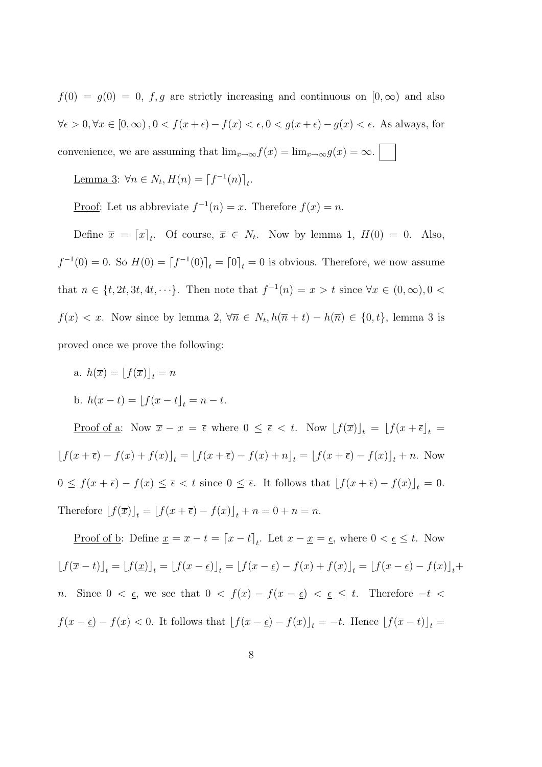$f(0) = g(0) = 0$, $f, g$ are strictly increasing and continuous on $[0, \infty)$ and also $\forall \epsilon > 0, \forall x \in [0, \infty), 0 < f(x+\epsilon) - f(x) < \epsilon, 0 < g(x+\epsilon) - g(x) < \epsilon$. As always, for convenience, we are assuming that $\lim_{x \to \infty} f(x) = \lim_{x \to \infty} g(x) = \infty$. $\square$

Lemma 3: $\forall n \in N_t, H(n) = \lceil f^{-1}(n) \rceil_t$.

Proof: Let us abbreviate $f^{-1}(n) = x$. Therefore $f(x) = n$.

Define $\overline{x} = \lceil x \rceil_t$. Of course, $\overline{x} \in N_t$. Now by lemma 1, $H(0) = 0$. Also, $f^{-1}(0) = 0$. So $H(0) = \lceil f^{-1}(0) \rceil_t = \lceil 0 \rceil_t = 0$ is obvious. Therefore, we now assume that $n \in \{t, 2t, 3t, 4t, \cdots\}$. Then note that $f^{-1}(n) = x > t$ since $\forall x \in (0, \infty), 0 < f(x) < x$. Now since by lemma 2, $\forall \overline{n} \in N_t, h(\overline{n} + t) - h(\overline{n}) \in \{0, t\}$, lemma 3 is proved once we prove the following:

a. $h(\overline{x}) = \lfloor f(\overline{x}) \rfloor_t = n$

b. $h(\overline{x} - t) = \lfloor f(\overline{x} - t \rfloor_t = n - t$.

Proof of a: Now $\overline{x} - x = \overline{\epsilon}$ where $0 \leq \overline{\epsilon} < t$. Now $\lfloor f(\overline{x}) \rfloor_t = \lfloor f(x + \overline{\epsilon} \rfloor_t = \lfloor f(x+\overline{\epsilon}) - f(x) + f(x) \rfloor_t = \lfloor f(x+\overline{\epsilon}) - f(x) + n \rfloor_t = \lfloor f(x+\overline{\epsilon}) - f(x) \rfloor_t + n$. Now $0 \leq f(x+\overline{\epsilon}) - f(x) \leq \overline{\epsilon} < t$ since $0 \leq \overline{\epsilon}$. It follows that $\lfloor f(x+\overline{\epsilon}) - f(x) \rfloor_t = 0$. Therefore $\lfloor f(\overline{x}) \rfloor_t = \lfloor f(x+\overline{\epsilon}) - f(x) \rfloor_t + n = 0 + n = n$.

Proof of b: Define $\underline{x} = \overline{x} - t = \lceil x - t \rceil_t$. Let $x - \underline{x} = \underline{\epsilon}$, where $0 < \underline{\epsilon} \leq t$. Now $\lfloor f(\overline{x} - t) \rfloor_t = \lfloor f(\underline{x}) \rfloor_t = \lfloor f(x - \underline{\epsilon}) \rfloor_t = \lfloor f(x-\underline{\epsilon}) - f(x) + f(x) \rfloor_t = \lfloor f(x-\underline{\epsilon}) - f(x) \rfloor_t + n$. Since $0 < \underline{\epsilon}$, we see that $0 < f(x) - f(x-\underline{\epsilon}) < \underline{\epsilon} \leq t$. Therefore $-t < f(x-\underline{\epsilon}) - f(x) < 0$. It follows that $\lfloor f(x-\underline{\epsilon}) - f(x) \rfloor_t = -t$. Hence $\lfloor f(\overline{x} - t) \rfloor_t =$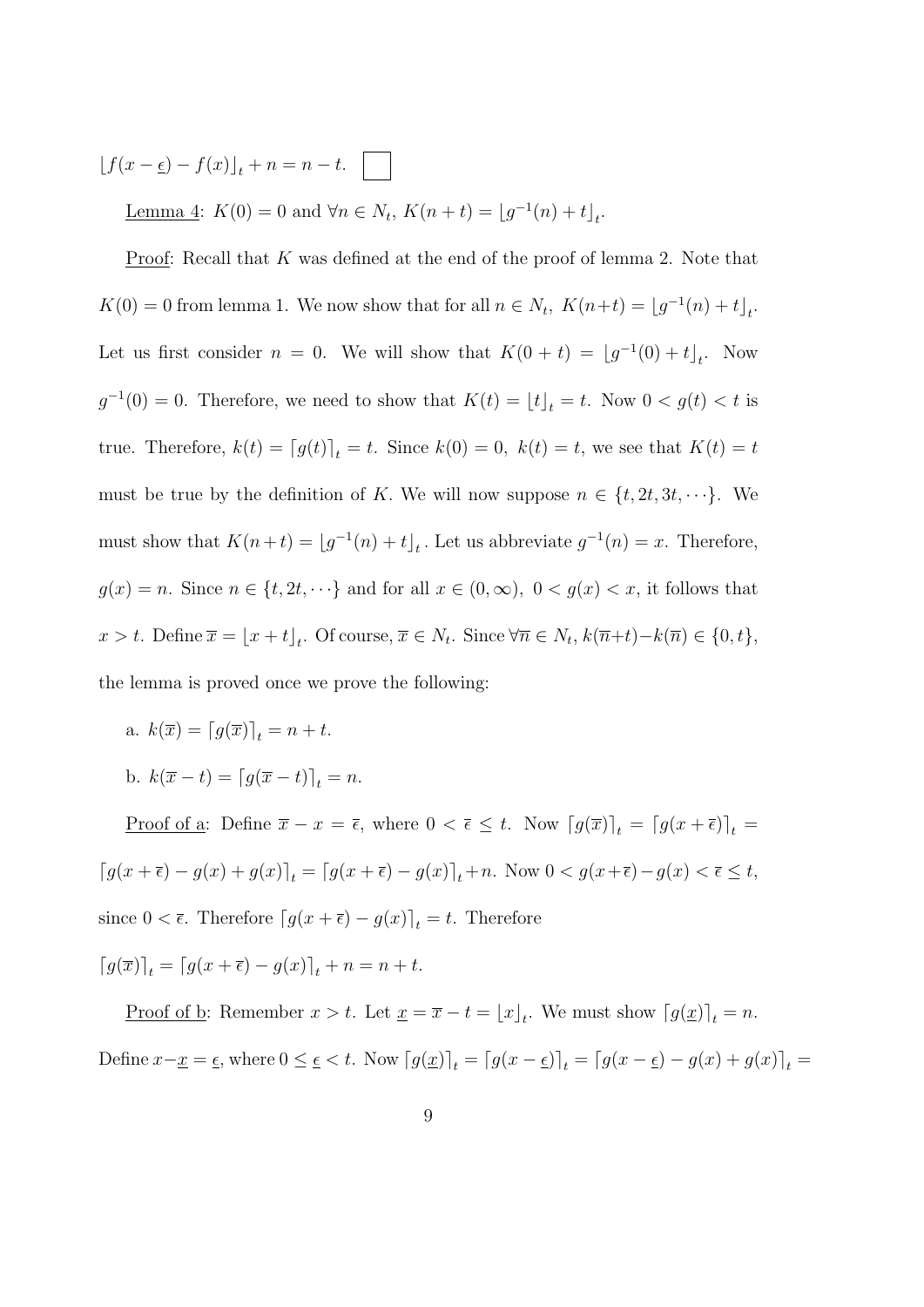$\lfloor f(x-\underline{\epsilon}) - f(x) \rfloor_t + n = n - t.$ ☐

<u>Lemma 4</u>: $K(0) = 0$ and $\forall n \in N_t$, $K(n+t) = \lfloor g^{-1}(n) + t \rfloor_t$.

<u>Proof</u>: Recall that $K$ was defined at the end of the proof of lemma 2. Note that $K(0) = 0$ from lemma 1. We now show that for all $n \in N_t$, $K(n+t) = \lfloor g^{-1}(n) + t \rfloor_t$. Let us first consider $n = 0$. We will show that $K(0+t) = \lfloor g^{-1}(0) + t \rfloor_t$. Now $g^{-1}(0) = 0$. Therefore, we need to show that $K(t) = \lfloor t \rfloor_t = t$. Now $0 < g(t) < t$ is true. Therefore, $k(t) = \lceil g(t) \rceil_t = t$. Since $k(0) = 0$, $k(t) = t$, we see that $K(t) = t$ must be true by the definition of $K$. We will now suppose $n \in \{t, 2t, 3t, \cdots\}$. We must show that $K(n+t) = \lfloor g^{-1}(n) + t \rfloor_t$. Let us abbreviate $g^{-1}(n) = x$. Therefore, $g(x) = n$. Since $n \in \{t, 2t, \cdots\}$ and for all $x \in (0, \infty)$, $0 < g(x) < x$, it follows that $x > t$. Define $\overline{x} = \lfloor x + t \rfloor_t$. Of course, $\overline{x} \in N_t$. Since $\forall \overline{n} \in N_t$, $k(\overline{n}+t) - k(\overline{n}) \in \{0, t\}$, the lemma is proved once we prove the following:

a. $k(\overline{x}) = \lceil g(\overline{x}) \rceil_t = n + t$.

b. $k(\overline{x} - t) = \lceil g(\overline{x} - t) \rceil_t = n$.

<u>Proof of a</u>: Define $\overline{x} - x = \overline{\epsilon}$, where $0 < \overline{\epsilon} \leq t$. Now $\lceil g(\overline{x}) \rceil_t = \lceil g(x + \overline{\epsilon}) \rceil_t = \lceil g(x + \overline{\epsilon}) - g(x) + g(x) \rceil_t = \lceil g(x + \overline{\epsilon}) - g(x) \rceil_t + n$. Now $0 < g(x+\overline{\epsilon}) - g(x) < \overline{\epsilon} \leq t$, since $0 < \overline{\epsilon}$. Therefore $\lceil g(x + \overline{\epsilon}) - g(x) \rceil_t = t$. Therefore

$\lceil g(\overline{x}) \rceil_t = \lceil g(x + \overline{\epsilon}) - g(x) \rceil_t + n = n + t.$

<u>Proof of b</u>: Remember $x > t$. Let $\underline{x} = \overline{x} - t = \lfloor x \rfloor_t$. We must show $\lceil g(\underline{x}) \rceil_t = n$. Define $x - \underline{x} = \underline{\epsilon}$, where $0 \leq \underline{\epsilon} < t$. Now $\lceil g(\underline{x}) \rceil_t = \lceil g(x - \underline{\epsilon}) \rceil_t = \lceil g(x - \underline{\epsilon}) - g(x) + g(x) \rceil_t =$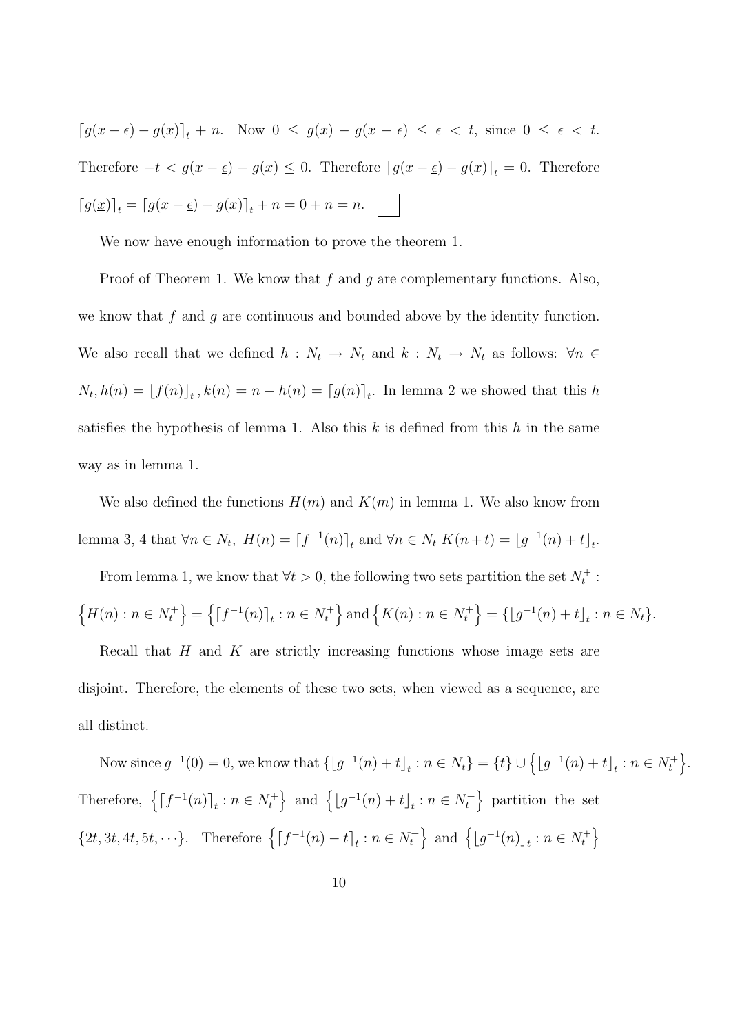$\lceil g(x-\underline{\epsilon})-g(x)\rceil_t+n$. Now $0 \leq g(x)-g(x-\underline{\epsilon}) \leq \underline{\epsilon} < t$, since $0 \leq \underline{\epsilon} < t$. Therefore $-t < g(x-\underline{\epsilon})-g(x) \leq 0$. Therefore $\lceil g(x-\underline{\epsilon})-g(x)\rceil_t = 0$. Therefore $\lceil g(\underline{x})\rceil_t = \lceil g(x-\underline{\epsilon})-g(x)\rceil_t + n = 0+n = n$. $\square$

We now have enough information to prove the theorem 1.

Proof of Theorem 1. We know that $f$ and $g$ are complementary functions. Also, we know that $f$ and $g$ are continuous and bounded above by the identity function. We also recall that we defined $h : N_t \to N_t$ and $k : N_t \to N_t$ as follows: $\forall n \in N_t, h(n) = \lfloor f(n)\rfloor_t, k(n) = n - h(n) = \lceil g(n)\rceil_t$. In lemma 2 we showed that this $h$ satisfies the hypothesis of lemma 1. Also this $k$ is defined from this $h$ in the same way as in lemma 1.

We also defined the functions $H(m)$ and $K(m)$ in lemma 1. We also know from lemma 3, 4 that $\forall n \in N_t,\ H(n) = \lceil f^{-1}(n)\rceil_t$ and $\forall n \in N_t\ K(n+t) = \lfloor g^{-1}(n)+t\rfloor_t$.

From lemma 1, we know that $\forall t > 0$, the following two sets partition the set $N_t^+$ : $\left\{H(n) : n \in N_t^+\right\} = \left\{\lceil f^{-1}(n)\rceil_t : n \in N_t^+\right\}$ and $\left\{K(n) : n \in N_t^+\right\} = \{\lfloor g^{-1}(n)+t\rfloor_t : n \in N_t\}$.

Recall that $H$ and $K$ are strictly increasing functions whose image sets are disjoint. Therefore, the elements of these two sets, when viewed as a sequence, are all distinct.

Now since $g^{-1}(0) = 0$, we know that $\{\lfloor g^{-1}(n)+t\rfloor_t : n \in N_t\} = \{t\} \cup \left\{\lfloor g^{-1}(n)+t\rfloor_t : n \in N_t^+\right\}$. Therefore, $\left\{\lceil f^{-1}(n)\rceil_t : n \in N_t^+\right\}$ and $\left\{\lfloor g^{-1}(n)+t\rfloor_t : n \in N_t^+\right\}$ partition the set $\{2t, 3t, 4t, 5t, \cdots\}$. Therefore $\left\{\lceil f^{-1}(n)-t\rceil_t : n \in N_t^+\right\}$ and $\left\{\lfloor g^{-1}(n)\rfloor_t : n \in N_t^+\right\}$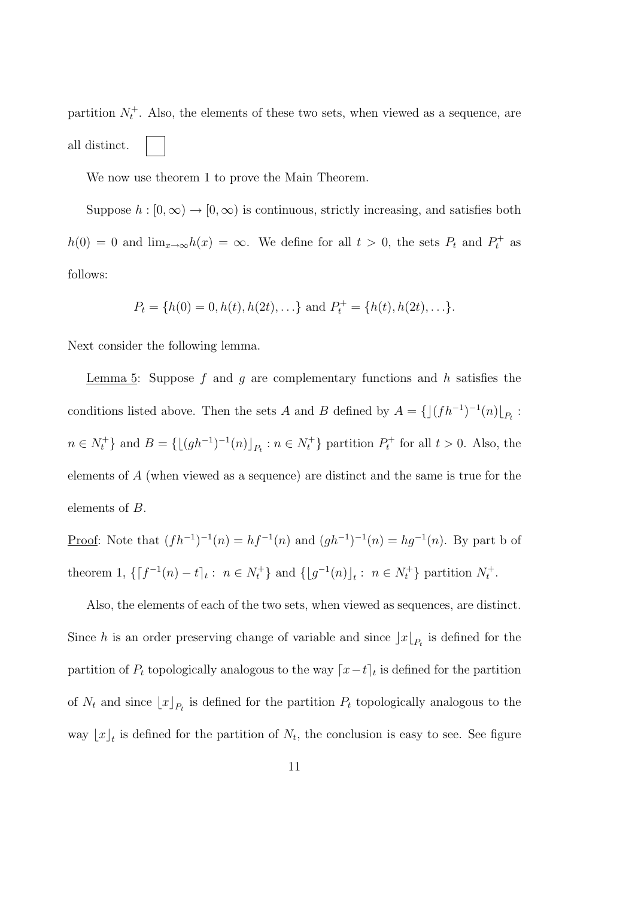partition $N_t^+$. Also, the elements of these two sets, when viewed as a sequence, are all distinct. $\square$

We now use theorem 1 to prove the Main Theorem.

Suppose $h : [0, \infty) \rightarrow [0, \infty)$ is continuous, strictly increasing, and satisfies both $h(0) = 0$ and $\lim_{x \to \infty} h(x) = \infty$. We define for all $t > 0$, the sets $P_t$ and $P_t^+$ as follows:

$$P_t = \{h(0) = 0, h(t), h(2t), \ldots\} \text{ and } P_t^+ = \{h(t), h(2t), \ldots\}.$$

Next consider the following lemma.

<u>Lemma 5</u>: Suppose $f$ and $g$ are complementary functions and $h$ satisfies the conditions listed above. Then the sets $A$ and $B$ defined by $A = \{\rfloor (fh^{-1})^{-1}(n) \lfloor_{P_t} : n \in N_t^+\}$ and $B = \{\lfloor (gh^{-1})^{-1}(n) \rfloor_{P_t} : n \in N_t^+\}$ partition $P_t^+$ for all $t > 0$. Also, the elements of $A$ (when viewed as a sequence) are distinct and the same is true for the elements of $B$.

<u>Proof</u>: Note that $(fh^{-1})^{-1}(n) = hf^{-1}(n)$ and $(gh^{-1})^{-1}(n) = hg^{-1}(n)$. By part b of theorem 1, $\{\lceil f^{-1}(n) - t \rceil_t : \; n \in N_t^+\}$ and $\{\lfloor g^{-1}(n) \rfloor_t : \; n \in N_t^+\}$ partition $N_t^+$.

Also, the elements of each of the two sets, when viewed as sequences, are distinct. Since $h$ is an order preserving change of variable and since $\rfloor x \lfloor_{P_t}$ is defined for the partition of $P_t$ topologically analogous to the way $\lceil x - t \rceil_t$ is defined for the partition of $N_t$ and since $\lfloor x \rfloor_{P_t}$ is defined for the partition $P_t$ topologically analogous to the way $\lfloor x \rfloor_t$ is defined for the partition of $N_t$, the conclusion is easy to see. See figure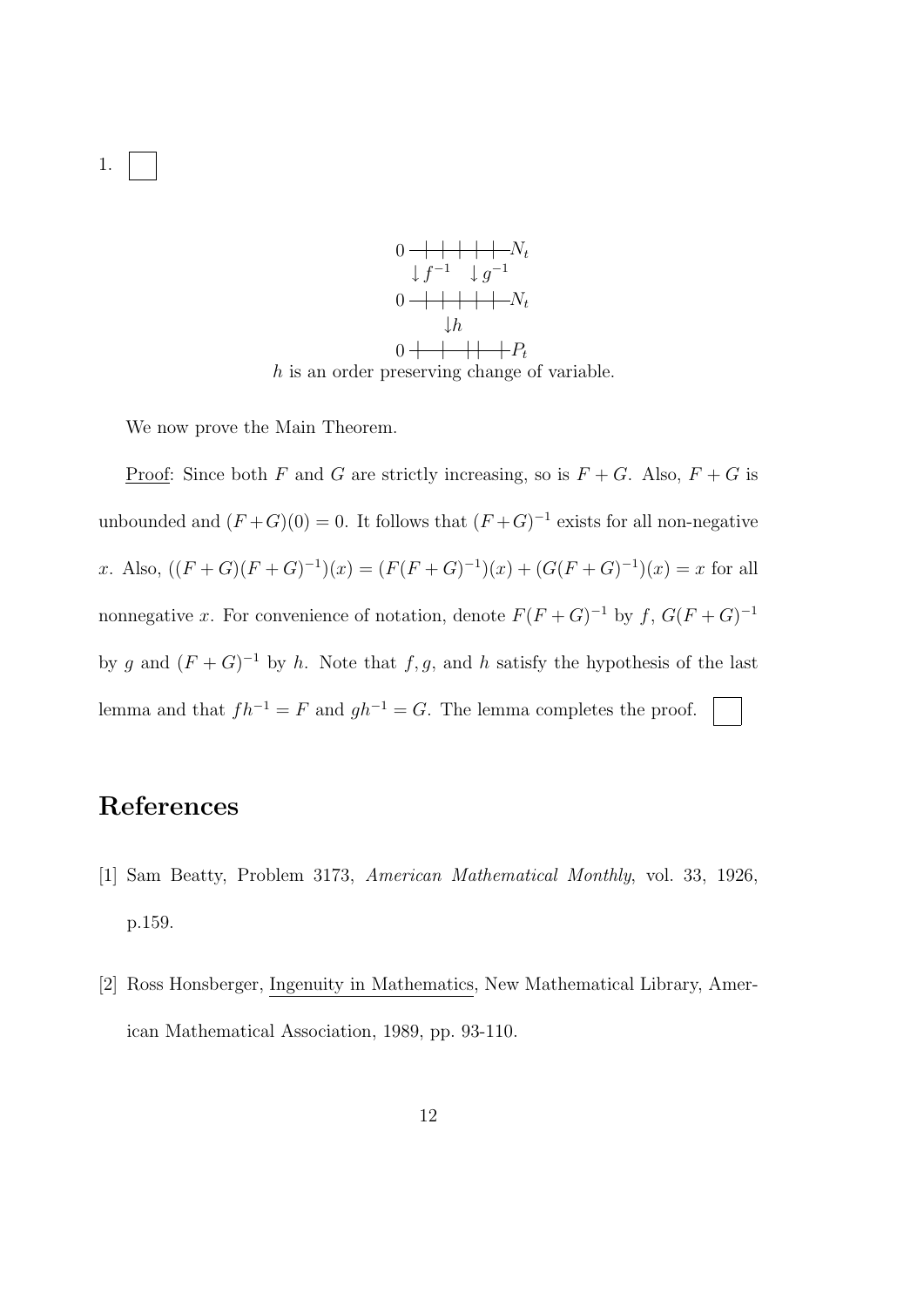1. $\square$

$$0 \,\text{—+—+—+—+—+—}\, N_t$$
$$\downarrow f^{-1} \quad \downarrow g^{-1}$$
$$0 \,\text{—+—+—+—+—+—}\, N_t$$
$$\downarrow h$$
$$0 \,\text{+—+——+—+—+}\, P_t$$

$h$ is an order preserving change of variable.

We now prove the Main Theorem.

Proof: Since both $F$ and $G$ are strictly increasing, so is $F+G$. Also, $F+G$ is unbounded and $(F+G)(0)=0$. It follows that $(F+G)^{-1}$ exists for all non-negative $x$. Also, $((F+G)(F+G)^{-1})(x) = (F(F+G)^{-1})(x) + (G(F+G)^{-1})(x) = x$ for all nonnegative $x$. For convenience of notation, denote $F(F+G)^{-1}$ by $f$, $G(F+G)^{-1}$ by $g$ and $(F+G)^{-1}$ by $h$. Note that $f, g$, and $h$ satisfy the hypothesis of the last lemma and that $fh^{-1} = F$ and $gh^{-1} = G$. The lemma completes the proof. $\square$

# References

[1] Sam Beatty, Problem 3173, *American Mathematical Monthly*, vol. 33, 1926, p.159.

[2] Ross Honsberger, Ingenuity in Mathematics, New Mathematical Library, American Mathematical Association, 1989, pp. 93-110.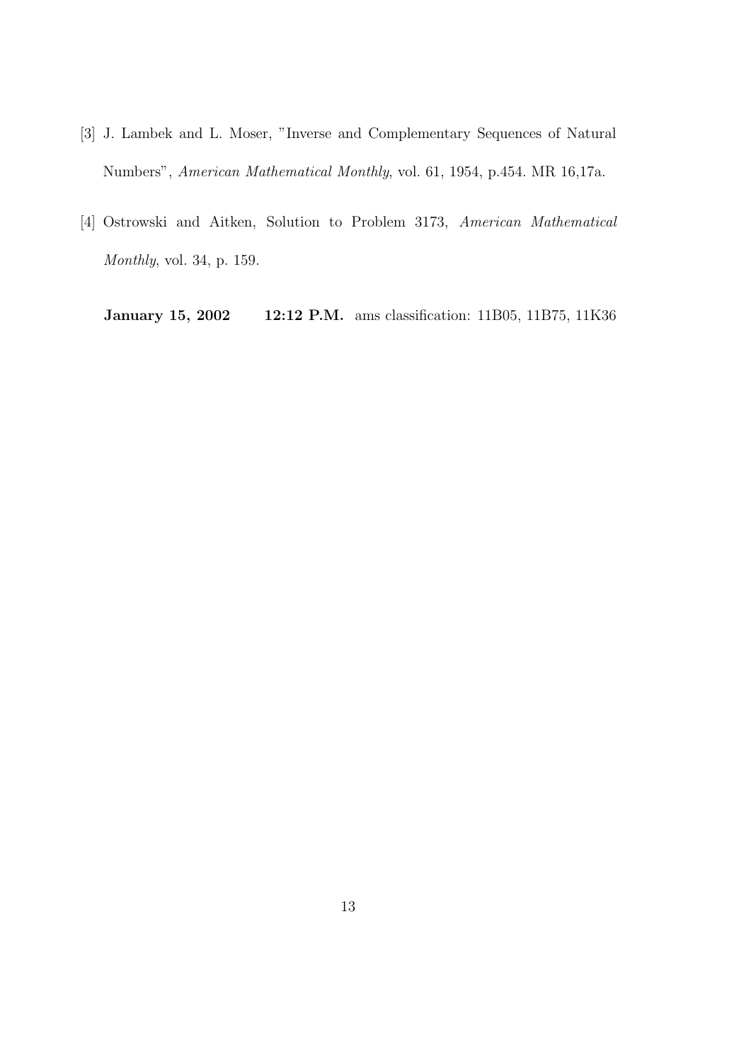[3] J. Lambek and L. Moser, "Inverse and Complementary Sequences of Natural Numbers", *American Mathematical Monthly*, vol. 61, 1954, p.454. MR 16,17a.

[4] Ostrowski and Aitken, Solution to Problem 3173, *American Mathematical Monthly*, vol. 34, p. 159.

**January 15, 2002** **12:12 P.M.** ams classification: 11B05, 11B75, 11K36